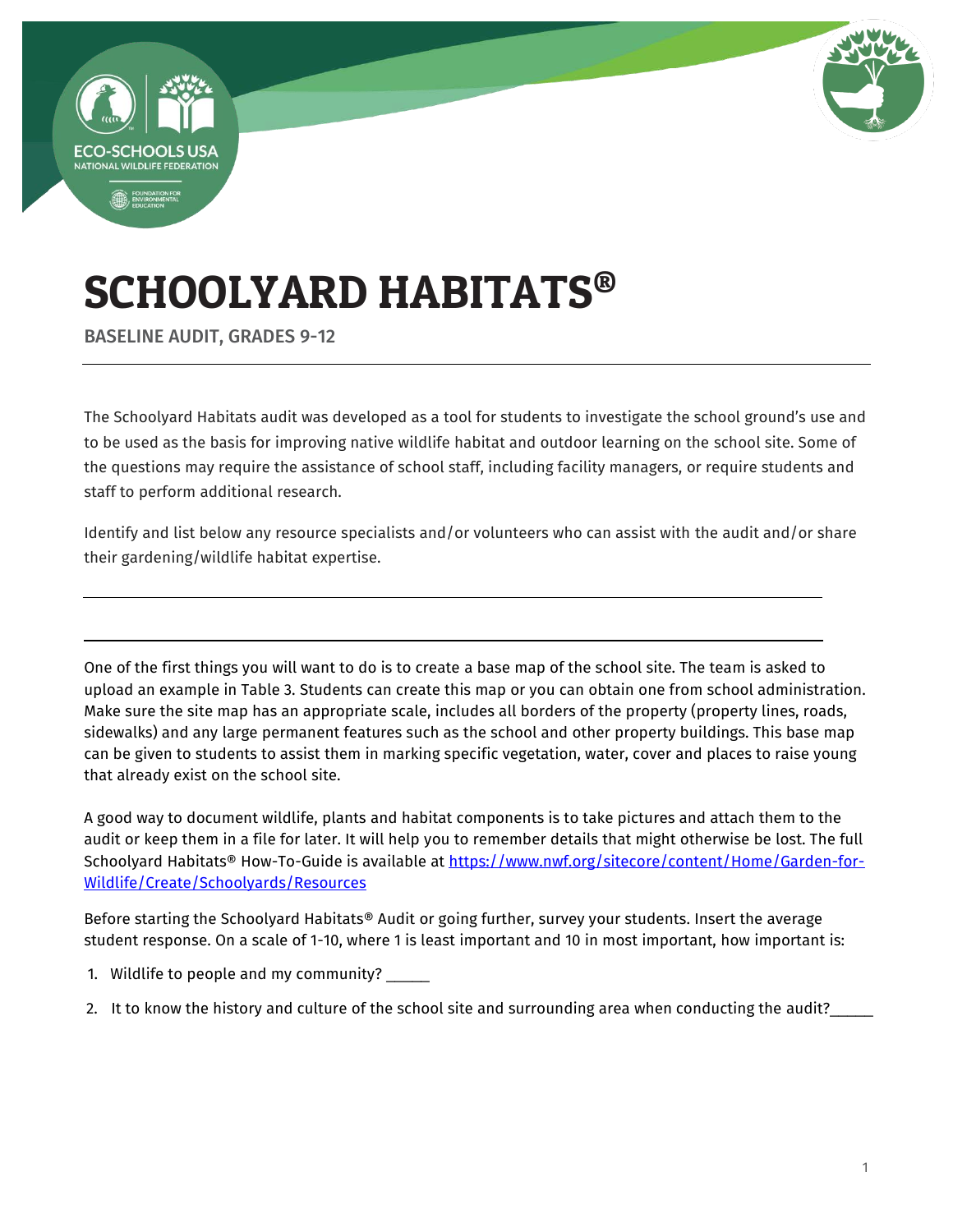ECO-SCHOOLS USA
NATIONAL WILDLIFE FEDERATION
FOUNDATION FOR ENVIRONMENTAL EDUCATION

# SCHOOLYARD HABITATS®

**BASELINE AUDIT, GRADES 9-12**

---

The Schoolyard Habitats audit was developed as a tool for students to investigate the school ground's use and to be used as the basis for improving native wildlife habitat and outdoor learning on the school site. Some of the questions may require the assistance of school staff, including facility managers, or require students and staff to perform additional research.

Identify and list below any resource specialists and/or volunteers who can assist with the audit and/or share their gardening/wildlife habitat expertise.

_______________________________________________________________________________

_______________________________________________________________________________

One of the first things you will want to do is to create a base map of the school site. The team is asked to upload an example in Table 3. Students can create this map or you can obtain one from school administration. Make sure the site map has an appropriate scale, includes all borders of the property (property lines, roads, sidewalks) and any large permanent features such as the school and other property buildings. This base map can be given to students to assist them in marking specific vegetation, water, cover and places to raise young that already exist on the school site.

A good way to document wildlife, plants and habitat components is to take pictures and attach them to the audit or keep them in a file for later. It will help you to remember details that might otherwise be lost. The full Schoolyard Habitats® How-To-Guide is available at [https://www.nwf.org/sitecore/content/Home/Garden-for-Wildlife/Create/Schoolyards/Resources](https://www.nwf.org/sitecore/content/Home/Garden-for-Wildlife/Create/Schoolyards/Resources)

Before starting the Schoolyard Habitats® Audit or going further, survey your students. Insert the average student response. On a scale of 1-10, where 1 is least important and 10 in most important, how important is:

1. Wildlife to people and my community? _____
2. It to know the history and culture of the school site and surrounding area when conducting the audit?_____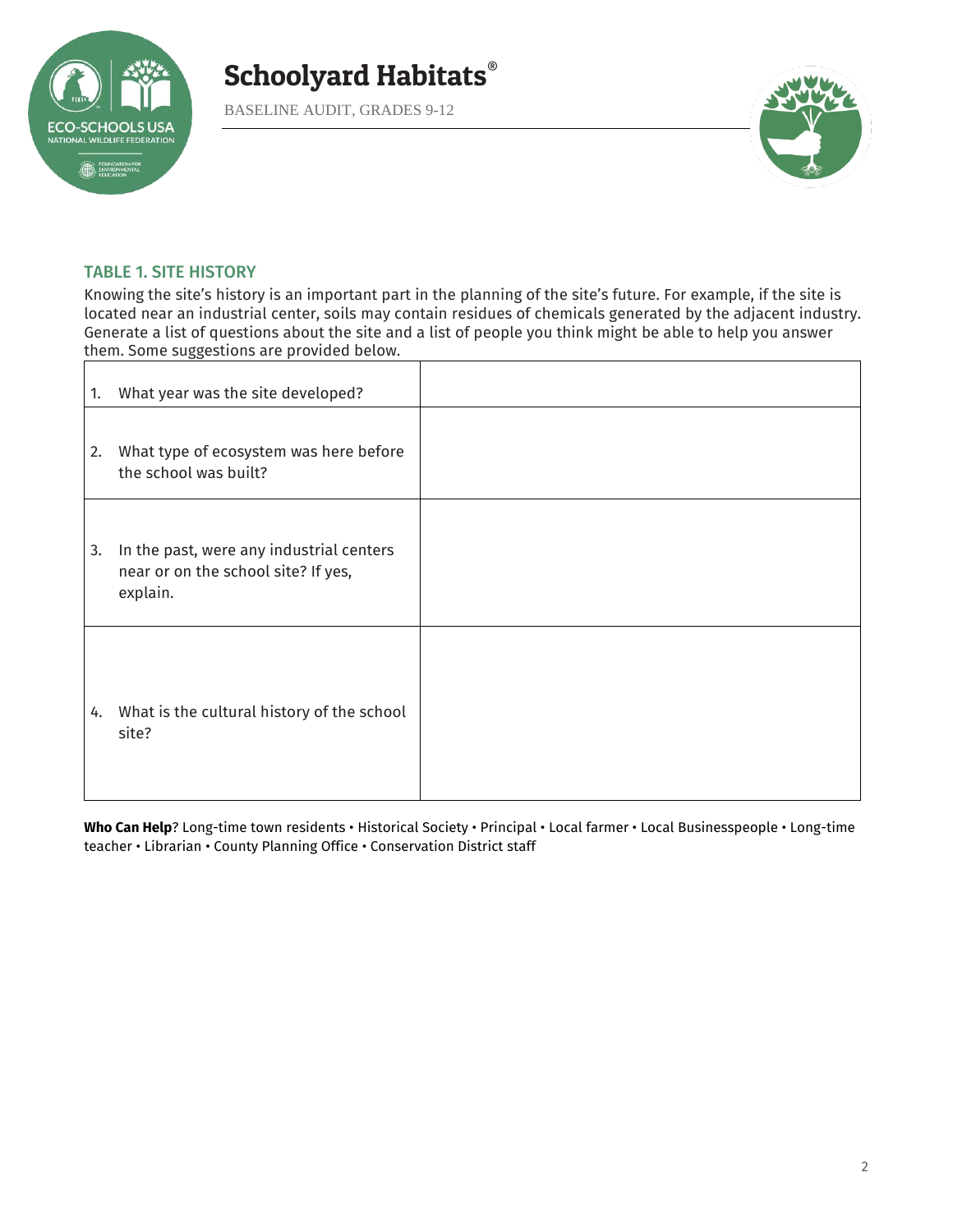## TABLE 1. SITE HISTORY

Knowing the site's history is an important part in the planning of the site's future. For example, if the site is located near an industrial center, soils may contain residues of chemicals generated by the adjacent industry. Generate a list of questions about the site and a list of people you think might be able to help you answer them. Some suggestions are provided below.

| | |
|---|---|
| 1. What year was the site developed? | |
| 2. What type of ecosystem was here before the school was built? | |
| 3. In the past, were any industrial centers near or on the school site? If yes, explain. | |
| 4. What is the cultural history of the school site? | |

**Who Can Help**? Long-time town residents • Historical Society • Principal • Local farmer • Local Businesspeople • Long-time teacher • Librarian • County Planning Office • Conservation District staff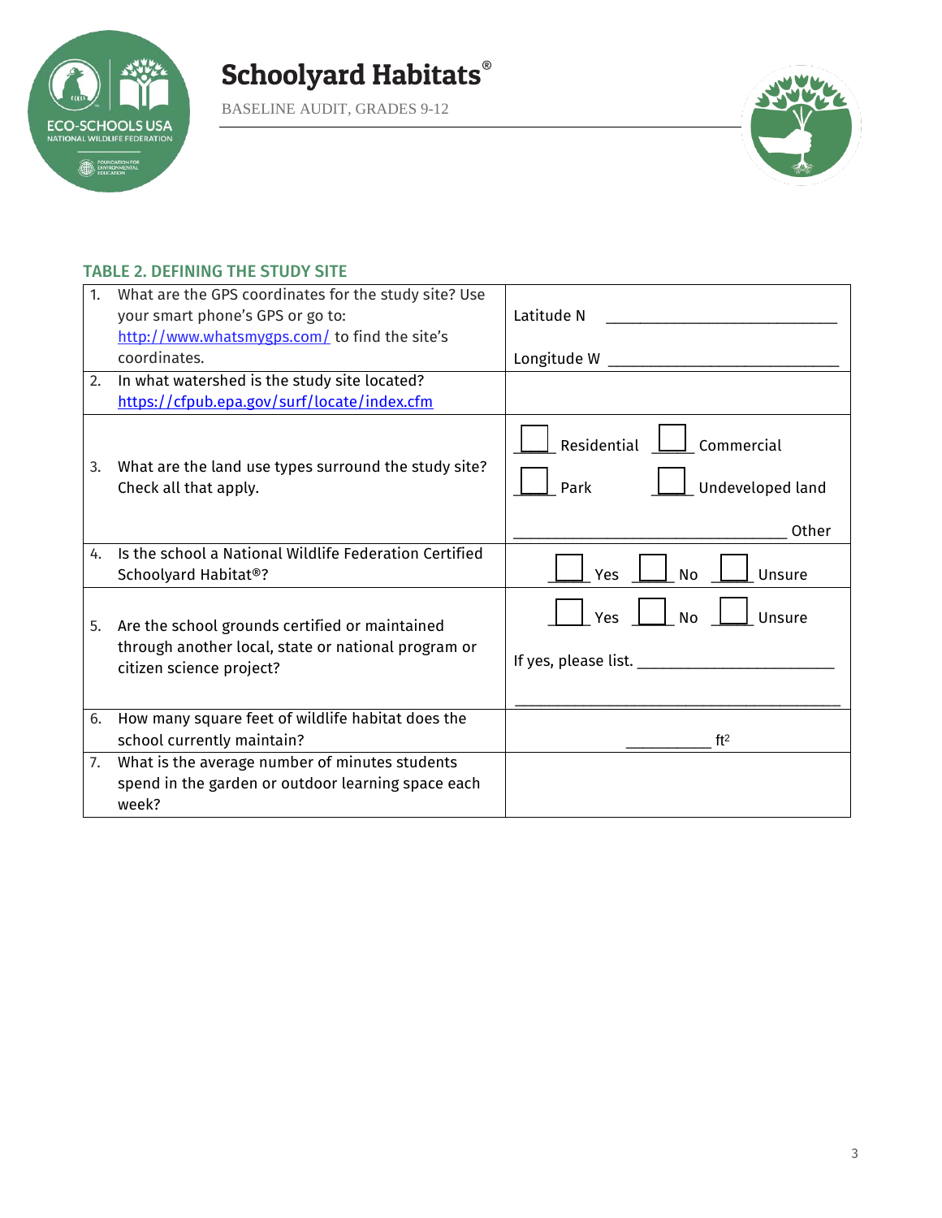## TABLE 2. DEFINING THE STUDY SITE

| | | |
|---|---|---|
| 1. | What are the GPS coordinates for the study site? Use your smart phone's GPS or go to: http://www.whatsmygps.com/ to find the site's coordinates. | Latitude N ____________________ <br> Longitude W ____________________ |
| 2. | In what watershed is the study site located? https://cfpub.epa.gov/surf/locate/index.cfm | |
| 3. | What are the land use types surround the study site? Check all that apply. | ☐ Residential ☐ Commercial <br> ☐ Park ☐ Undeveloped land <br> ____________________ Other |
| 4. | Is the school a National Wildlife Federation Certified Schoolyard Habitat®? | ☐ Yes ☐ No ☐ Unsure |
| 5. | Are the school grounds certified or maintained through another local, state or national program or citizen science project? | ☐ Yes ☐ No ☐ Unsure <br> If yes, please list. ____________________ <br> ____________________ |
| 6. | How many square feet of wildlife habitat does the school currently maintain? | ________ $ft^2$ |
| 7. | What is the average number of minutes students spend in the garden or outdoor learning space each week? | |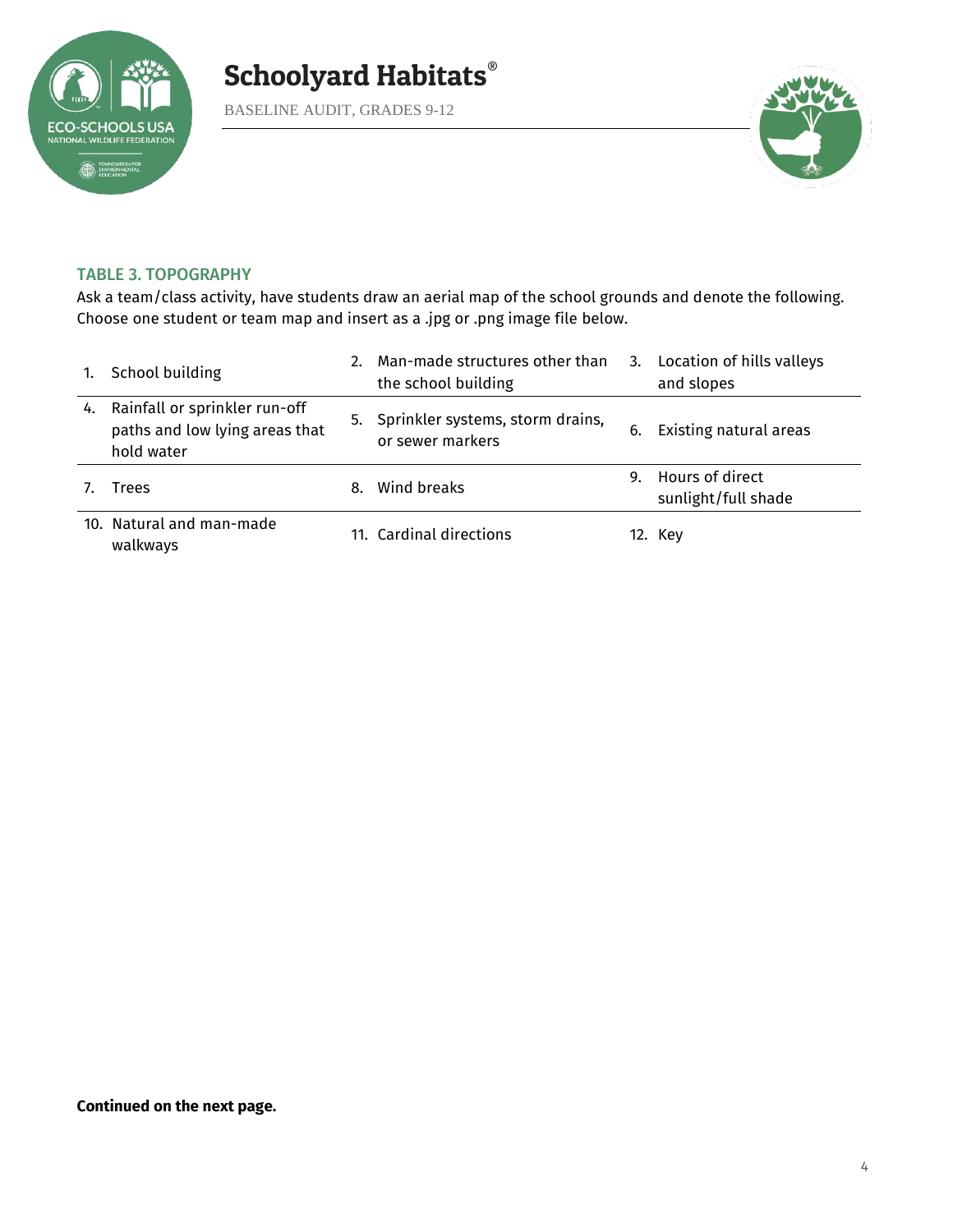## TABLE 3. TOPOGRAPHY

Ask a team/class activity, have students draw an aerial map of the school grounds and denote the following. Choose one student or team map and insert as a .jpg or .png image file below.

| | | |
|---|---|---|
| 1. School building | 2. Man-made structures other than the school building | 3. Location of hills valleys and slopes |
| 4. Rainfall or sprinkler run-off paths and low lying areas that hold water | 5. Sprinkler systems, storm drains, or sewer markers | 6. Existing natural areas |
| 7. Trees | 8. Wind breaks | 9. Hours of direct sunlight/full shade |
| 10. Natural and man-made walkways | 11. Cardinal directions | 12. Key |

**Continued on the next page.**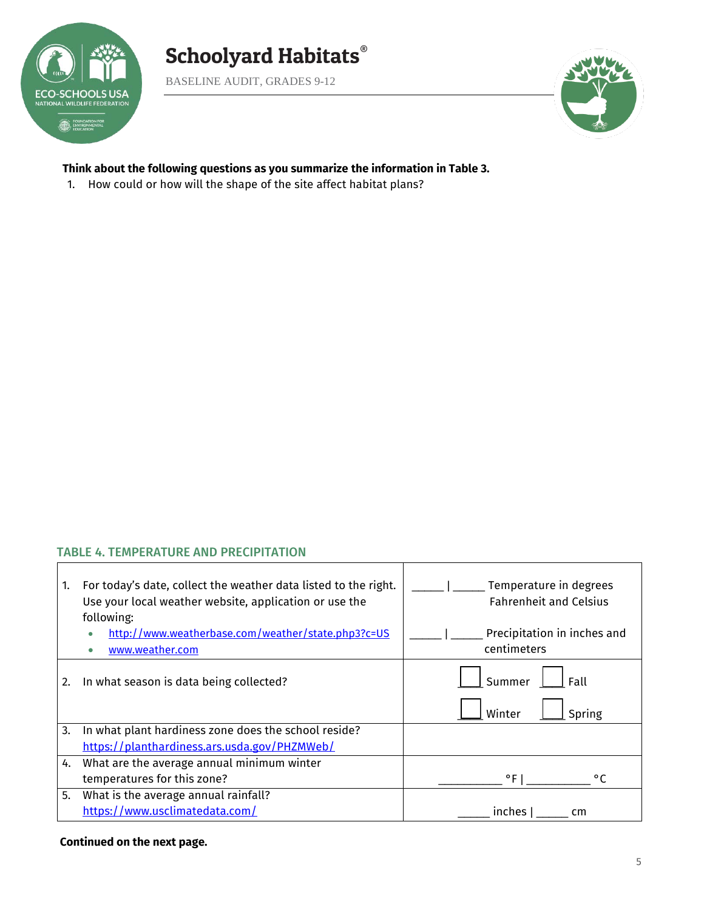**Think about the following questions as you summarize the information in Table 3.**

1. How could or how will the shape of the site affect habitat plans?

### TABLE 4. TEMPERATURE AND PRECIPITATION

| | |
|---|---|
| 1. For today's date, collect the weather data listed to the right. Use your local weather website, application or use the following: <br>• [http://www.weatherbase.com/weather/state.php3?c=US](http://www.weatherbase.com/weather/state.php3?c=US) <br>• [www.weather.com](http://www.weather.com) | _____ \| _____ Temperature in degrees Fahrenheit and Celsius <br><br> _____ \| _____ Precipitation in inches and centimeters |
| 2. In what season is data being collected? | ☐ Summer ☐ Fall <br> ☐ Winter ☐ Spring |
| 3. In what plant hardiness zone does the school reside? [https://planthardiness.ars.usda.gov/PHZMWeb/](https://planthardiness.ars.usda.gov/PHZMWeb/) | |
| 4. What are the average annual minimum winter temperatures for this zone? | __________ °F \| __________ °C |
| 5. What is the average annual rainfall? [https://www.usclimatedata.com/](https://www.usclimatedata.com/) | _____ inches \| _____ cm |

**Continued on the next page.**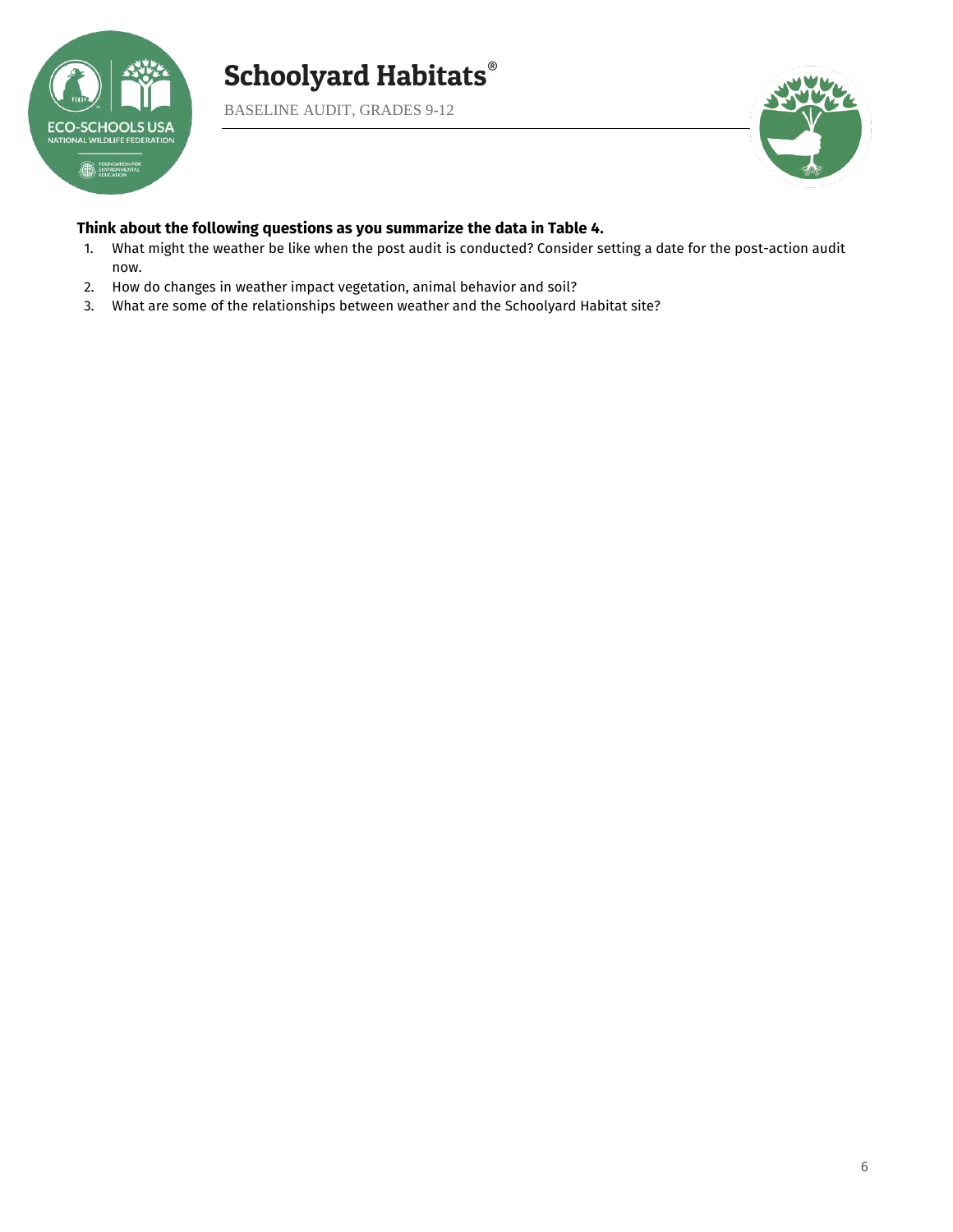**Think about the following questions as you summarize the data in Table 4.**

1. What might the weather be like when the post audit is conducted? Consider setting a date for the post-action audit now.
2. How do changes in weather impact vegetation, animal behavior and soil?
3. What are some of the relationships between weather and the Schoolyard Habitat site?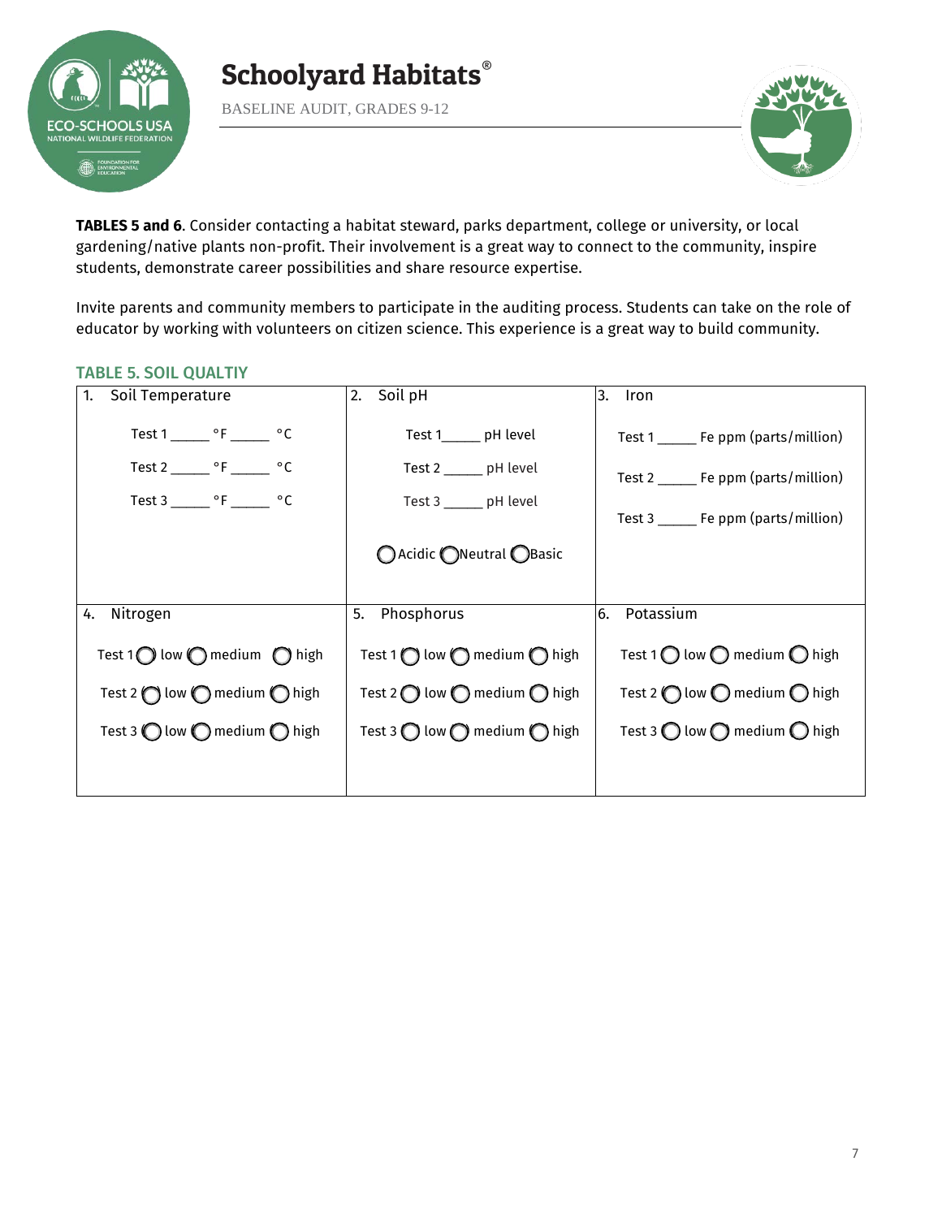**TABLES 5 and 6**. Consider contacting a habitat steward, parks department, college or university, or local gardening/native plants non-profit. Their involvement is a great way to connect to the community, inspire students, demonstrate career possibilities and share resource expertise.

Invite parents and community members to participate in the auditing process. Students can take on the role of educator by working with volunteers on citizen science. This experience is a great way to build community.

### TABLE 5. SOIL QUALTIY

| 1. Soil Temperature | 2. Soil pH | 3. Iron |
|---|---|---|
| Test 1 _____ °F _____ °C<br>Test 2 _____ °F _____ °C<br>Test 3 _____ °F _____ °C | Test 1_____ pH level<br>Test 2 _____ pH level<br>Test 3 _____ pH level<br>◯ Acidic ◯ Neutral ◯ Basic | Test 1 _____ Fe ppm (parts/million)<br>Test 2 _____ Fe ppm (parts/million)<br>Test 3 _____ Fe ppm (parts/million) |
| **4. Nitrogen** | **5. Phosphorus** | **6. Potassium** |
| Test 1 ◯ low ◯ medium ◯ high<br>Test 2 ◯ low ◯ medium ◯ high<br>Test 3 ◯ low ◯ medium ◯ high | Test 1 ◯ low ◯ medium ◯ high<br>Test 2 ◯ low ◯ medium ◯ high<br>Test 3 ◯ low ◯ medium ◯ high | Test 1 ◯ low ◯ medium ◯ high<br>Test 2 ◯ low ◯ medium ◯ high<br>Test 3 ◯ low ◯ medium ◯ high |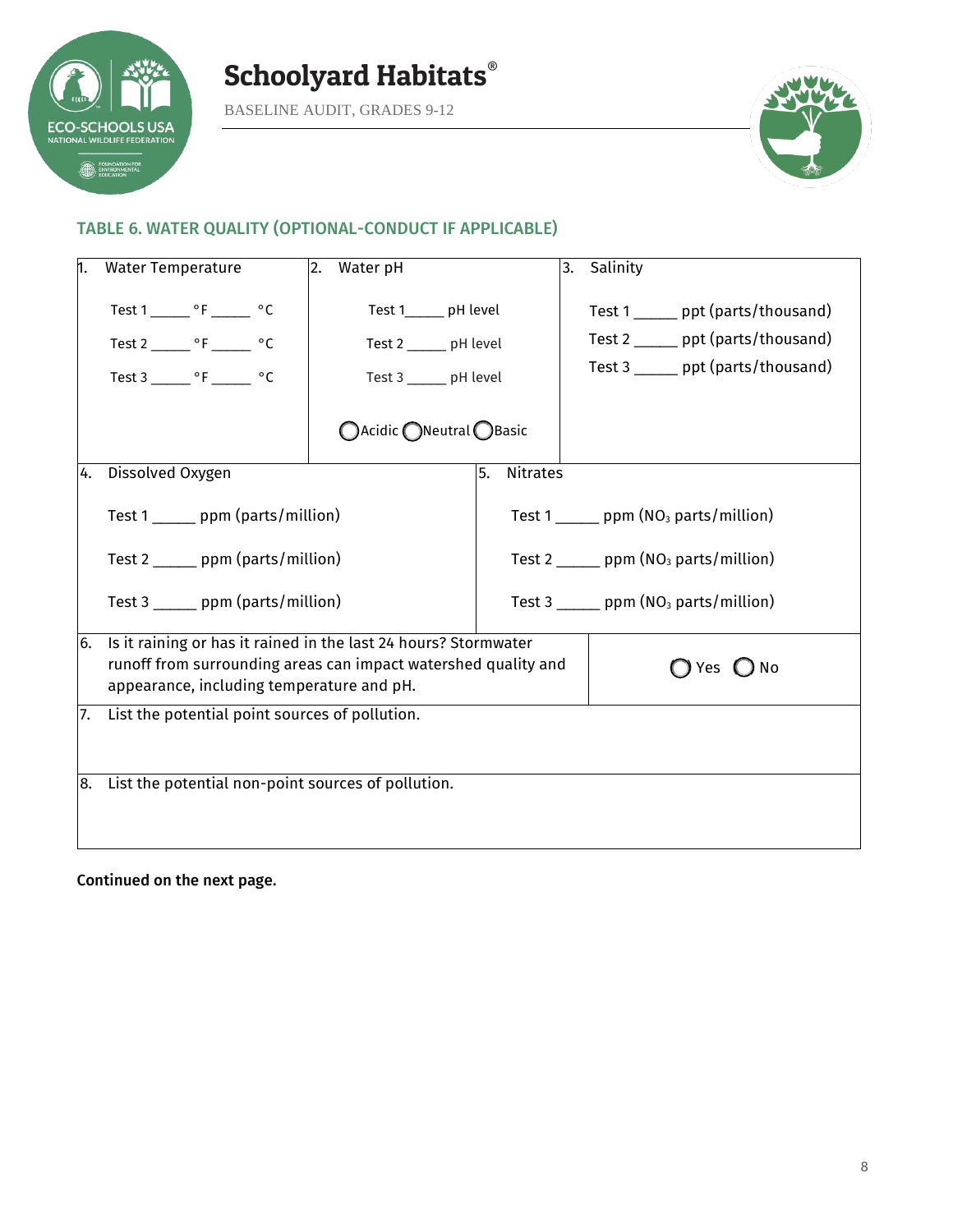## TABLE 6. WATER QUALITY (OPTIONAL-CONDUCT IF APPLICABLE)

| 1. Water Temperature | 2. Water pH | 3. Salinity |
|---|---|---|
| Test 1 _____ °F _____ °C<br>Test 2 _____ °F _____ °C<br>Test 3 _____ °F _____ °C | Test 1_____ pH level<br>Test 2 _____ pH level<br>Test 3 _____ pH level<br>◯Acidic ◯Neutral ◯Basic | Test 1 _____ ppt (parts/thousand)<br>Test 2 _____ ppt (parts/thousand)<br>Test 3 _____ ppt (parts/thousand) |

| 4. Dissolved Oxygen | 5. Nitrates |
|---|---|
| Test 1 _____ ppm (parts/million)<br>Test 2 _____ ppm (parts/million)<br>Test 3 _____ ppm (parts/million) | Test 1 _____ ppm ($NO_3$ parts/million)<br>Test 2 _____ ppm ($NO_3$ parts/million)<br>Test 3 _____ ppm ($NO_3$ parts/million) |

| 6. Is it raining or has it rained in the last 24 hours? Stormwater runoff from surrounding areas can impact watershed quality and appearance, including temperature and pH. | ◯ Yes ◯ No |
|---|---|
| 7. List the potential point sources of pollution. | |
| 8. List the potential non-point sources of pollution. | |

**Continued on the next page.**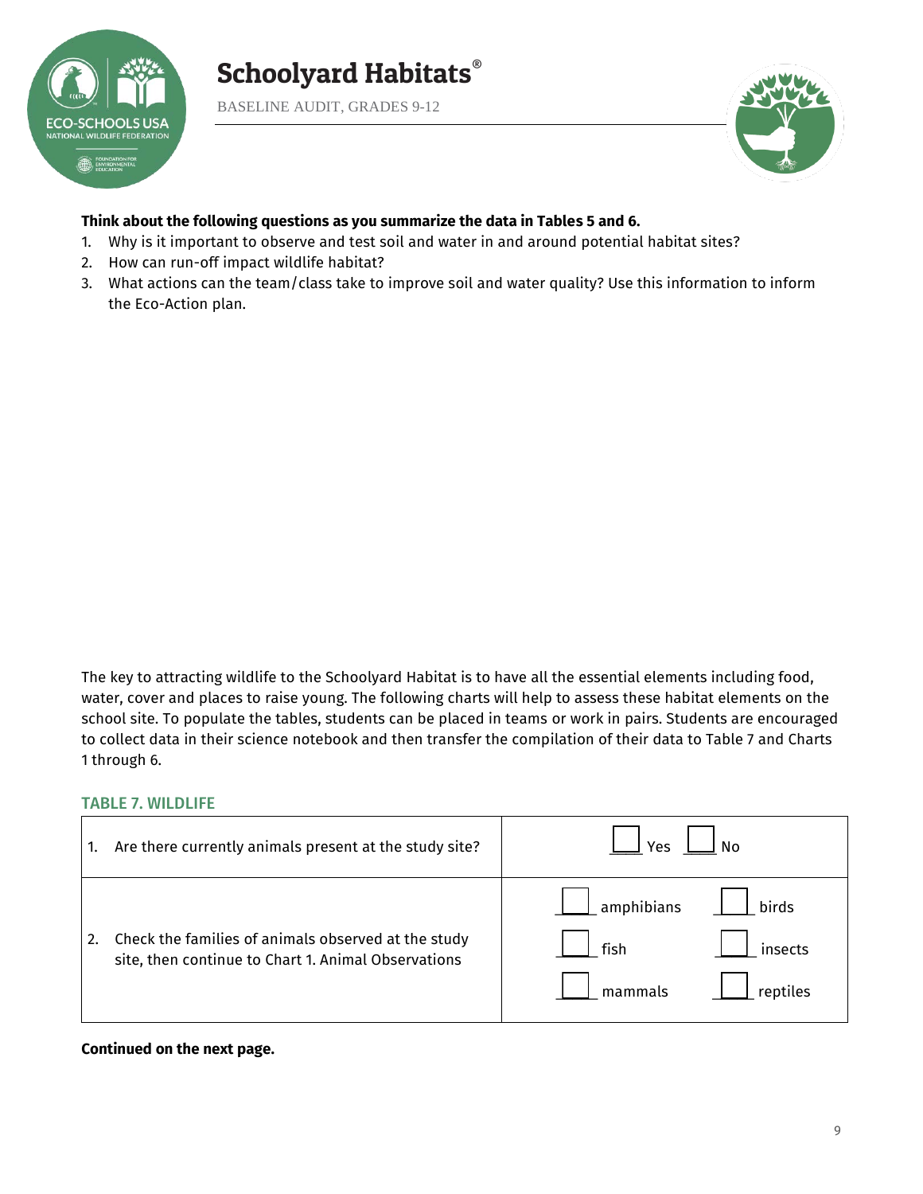**Think about the following questions as you summarize the data in Tables 5 and 6.**

1. Why is it important to observe and test soil and water in and around potential habitat sites?
2. How can run-off impact wildlife habitat?
3. What actions can the team/class take to improve soil and water quality? Use this information to inform the Eco-Action plan.

The key to attracting wildlife to the Schoolyard Habitat is to have all the essential elements including food, water, cover and places to raise young. The following charts will help to assess these habitat elements on the school site. To populate the tables, students can be placed in teams or work in pairs. Students are encouraged to collect data in their science notebook and then transfer the compilation of their data to Table 7 and Charts 1 through 6.

### TABLE 7. WILDLIFE

| | |
|---|---|
| 1. Are there currently animals present at the study site? | ☐ Yes ☐ No |
| 2. Check the families of animals observed at the study site, then continue to Chart 1. Animal Observations | ☐ amphibians ☐ birds<br>☐ fish ☐ insects<br>☐ mammals ☐ reptiles |

**Continued on the next page.**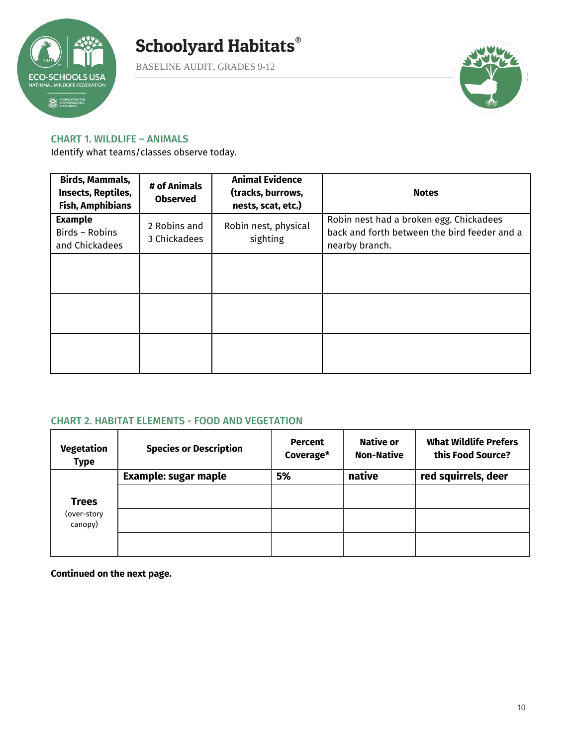## CHART 1. WILDLIFE – ANIMALS

Identify what teams/classes observe today.

| Birds, Mammals, Insects, Reptiles, Fish, Amphibians | # of Animals Observed | Animal Evidence (tracks, burrows, nests, scat, etc.) | Notes |
|---|---|---|---|
| **Example** Birds – Robins and Chickadees | 2 Robins and 3 Chickadees | Robin nest, physical sighting | Robin nest had a broken egg. Chickadees back and forth between the bird feeder and a nearby branch. |
| | | | |
| | | | |
| | | | |

## CHART 2. HABITAT ELEMENTS - FOOD AND VEGETATION

| Vegetation Type | Species or Description | Percent Coverage* | Native or Non-Native | What Wildlife Prefers this Food Source? |
|---|---|---|---|---|
| **Trees** (over-story canopy) | **Example: sugar maple** | **5%** | **native** | **red squirrels, deer** |
| | | | | |
| | | | | |
| | | | | |

**Continued on the next page.**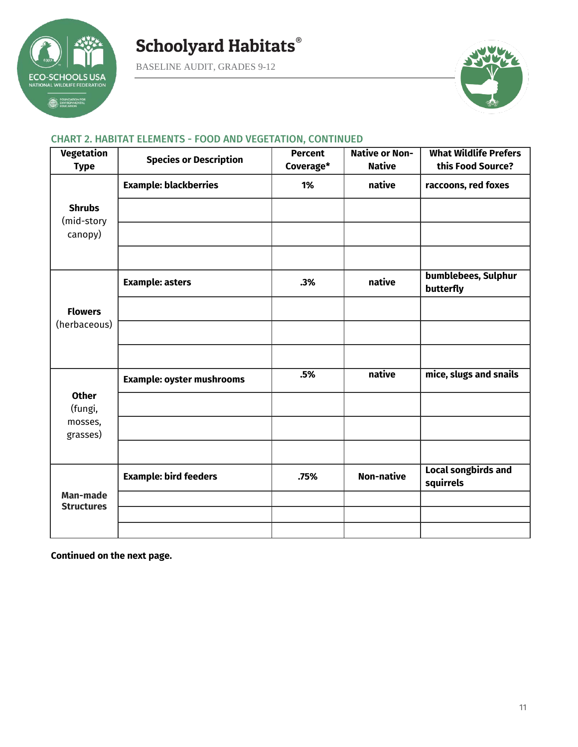### CHART 2. HABITAT ELEMENTS - FOOD AND VEGETATION, CONTINUED

| Vegetation Type | Species or Description | Percent Coverage* | Native or Non-Native | What Wildlife Prefers this Food Source? |
|---|---|---|---|---|
| **Shrubs** (mid-story canopy) | **Example: blackberries** | **1%** | **native** | **raccoons, red foxes** |
| | | | | |
| | | | | |
| | | | | |
| **Flowers** (herbaceous) | **Example: asters** | **.3%** | **native** | **bumblebees, Sulphur butterfly** |
| | | | | |
| | | | | |
| | | | | |
| **Other** (fungi, mosses, grasses) | **Example: oyster mushrooms** | **.5%** | **native** | **mice, slugs and snails** |
| | | | | |
| | | | | |
| | | | | |
| **Man-made Structures** | **Example: bird feeders** | **.75%** | **Non-native** | **Local songbirds and squirrels** |
| | | | | |
| | | | | |
| | | | | |

**Continued on the next page.**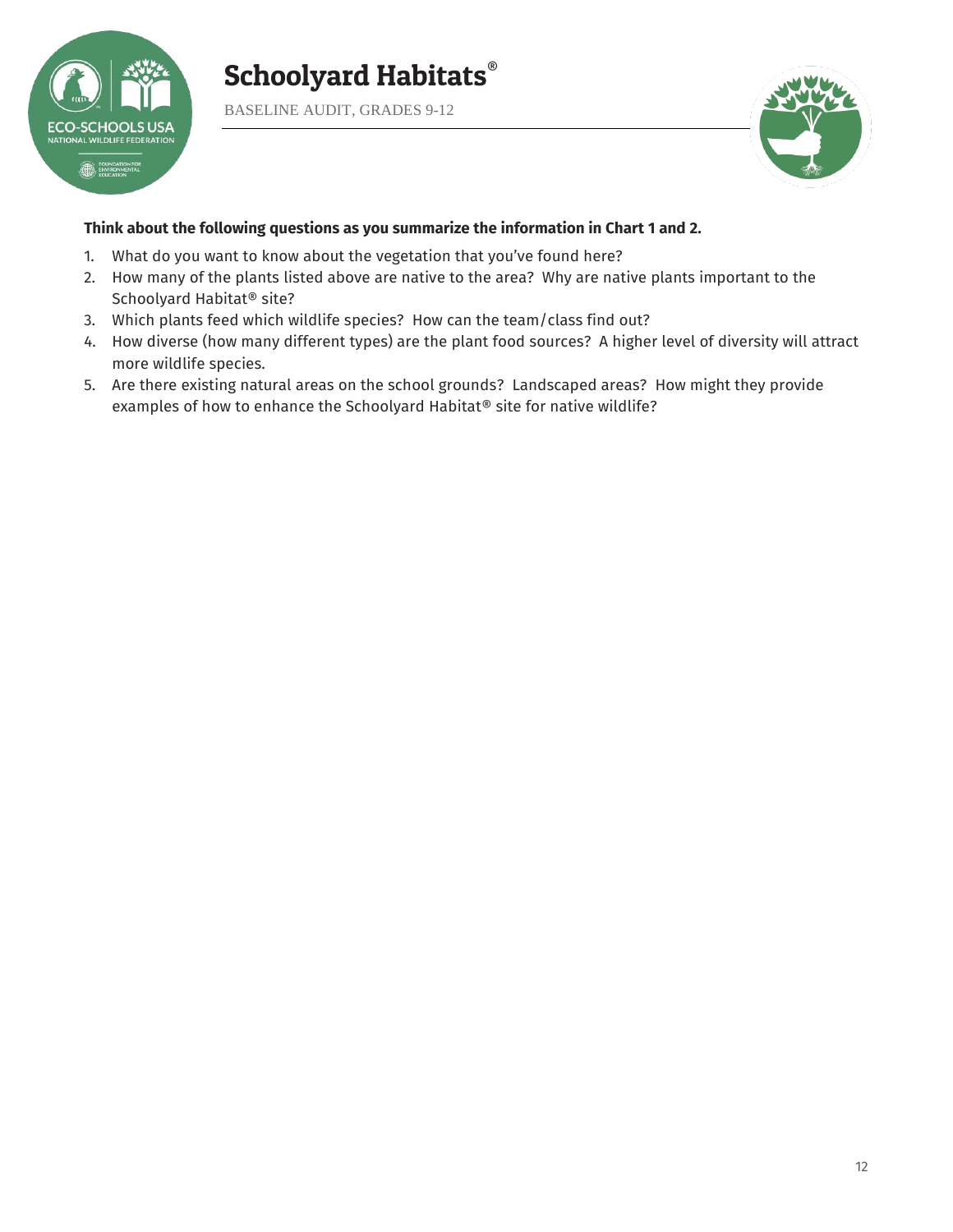**Think about the following questions as you summarize the information in Chart 1 and 2.**

1. What do you want to know about the vegetation that you've found here?
2. How many of the plants listed above are native to the area? Why are native plants important to the Schoolyard Habitat® site?
3. Which plants feed which wildlife species? How can the team/class find out?
4. How diverse (how many different types) are the plant food sources? A higher level of diversity will attract more wildlife species.
5. Are there existing natural areas on the school grounds? Landscaped areas? How might they provide examples of how to enhance the Schoolyard Habitat® site for native wildlife?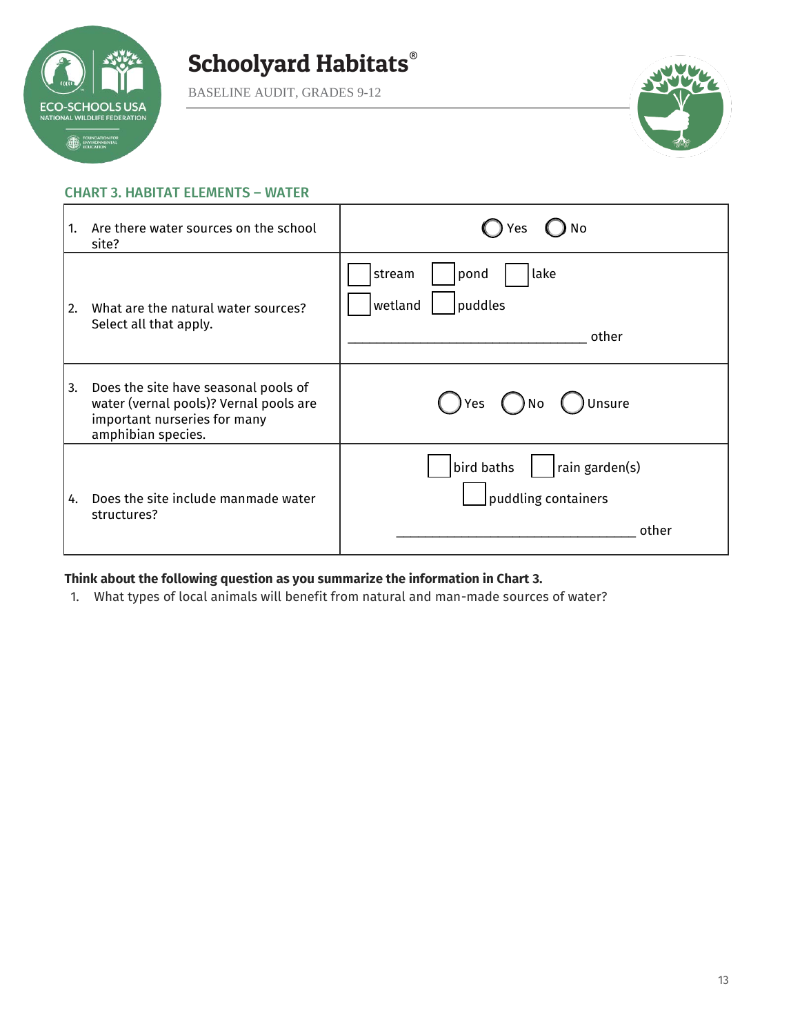## CHART 3. HABITAT ELEMENTS – WATER

| | |
|---|---|
| 1. Are there water sources on the school site? | ◯ Yes ◯ No |
| 2. What are the natural water sources? Select all that apply. | ☐ stream ☐ pond ☐ lake<br>☐ wetland ☐ puddles<br>_________________________________ other |
| 3. Does the site have seasonal pools of water (vernal pools)? Vernal pools are important nurseries for many amphibian species. | ◯ Yes ◯ No ◯ Unsure |
| 4. Does the site include manmade water structures? | ☐ bird baths ☐ rain garden(s)<br>☐ puddling containers<br>_________________________________ other |

**Think about the following question as you summarize the information in Chart 3.**

1. What types of local animals will benefit from natural and man-made sources of water?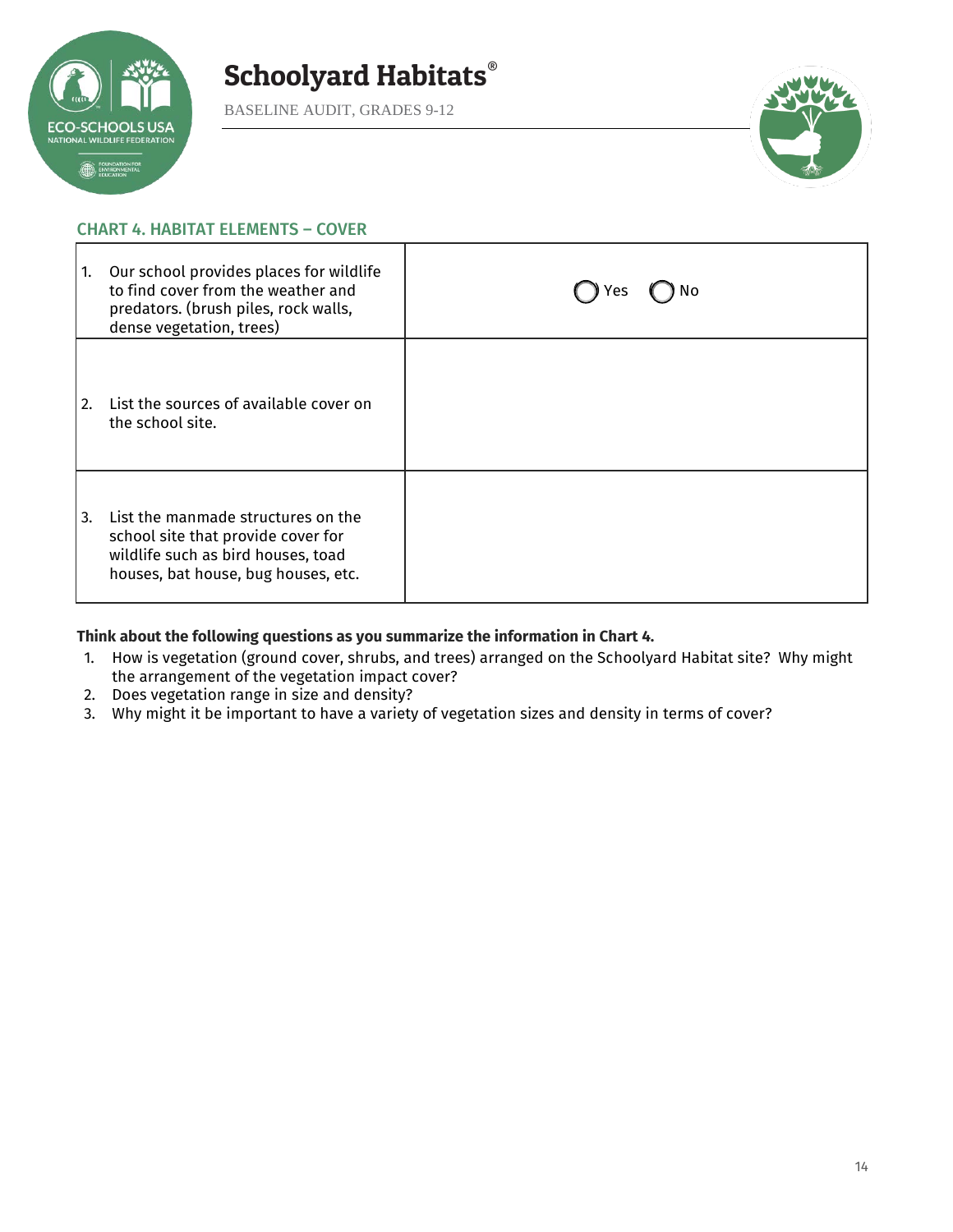## CHART 4. HABITAT ELEMENTS – COVER

| | |
|---|---|
| 1. Our school provides places for wildlife to find cover from the weather and predators. (brush piles, rock walls, dense vegetation, trees) | ◯ Yes ◯ No |
| 2. List the sources of available cover on the school site. | |
| 3. List the manmade structures on the school site that provide cover for wildlife such as bird houses, toad houses, bat house, bug houses, etc. | |

**Think about the following questions as you summarize the information in Chart 4.**

1. How is vegetation (ground cover, shrubs, and trees) arranged on the Schoolyard Habitat site? Why might the arrangement of the vegetation impact cover?
2. Does vegetation range in size and density?
3. Why might it be important to have a variety of vegetation sizes and density in terms of cover?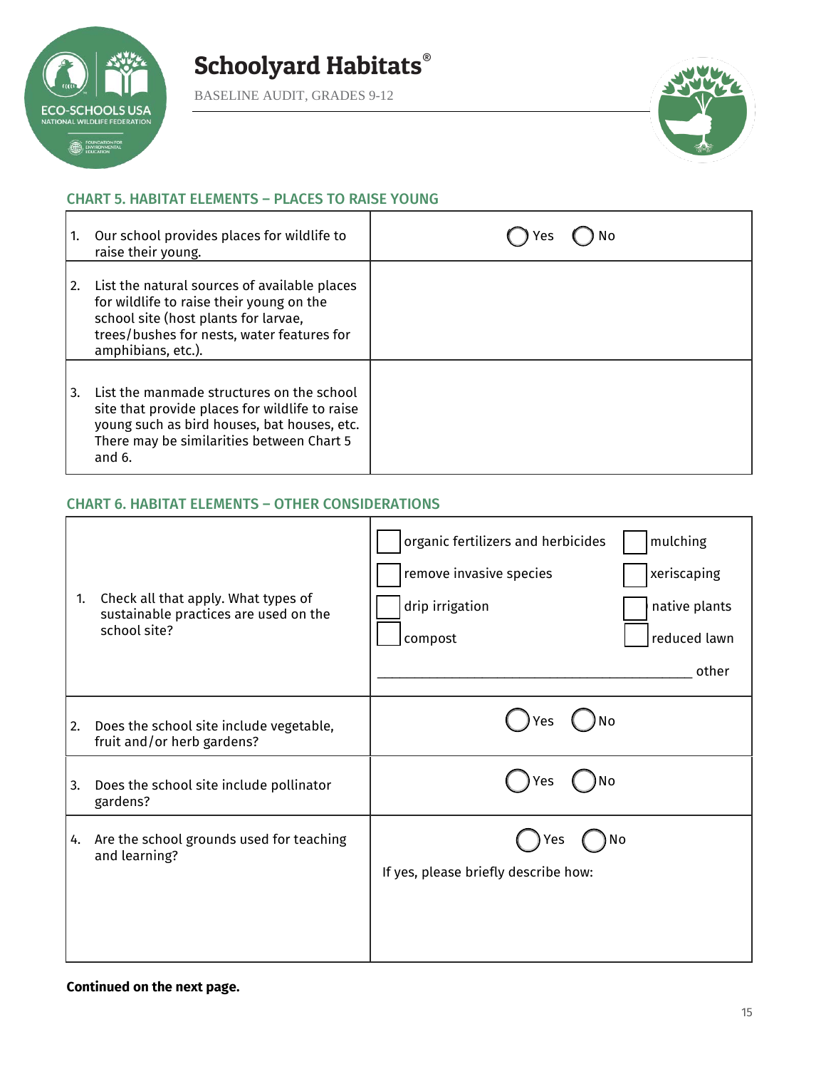# Schoolyard Habitats®

BASELINE AUDIT, GRADES 9-12

## CHART 5. HABITAT ELEMENTS – PLACES TO RAISE YOUNG

| | |
|---|---|
| 1. Our school provides places for wildlife to raise their young. | ◯ Yes ◯ No |
| 2. List the natural sources of available places for wildlife to raise their young on the school site (host plants for larvae, trees/bushes for nests, water features for amphibians, etc.). | |
| 3. List the manmade structures on the school site that provide places for wildlife to raise young such as bird houses, bat houses, etc. There may be similarities between Chart 5 and 6. | |

## CHART 6. HABITAT ELEMENTS – OTHER CONSIDERATIONS

| | |
|---|---|
| 1. Check all that apply. What types of sustainable practices are used on the school site? | ☐ organic fertilizers and herbicides ☐ mulching<br>☐ remove invasive species ☐ xeriscaping<br>☐ drip irrigation ☐ native plants<br>☐ compost ☐ reduced lawn<br>________________________________ other |
| 2. Does the school site include vegetable, fruit and/or herb gardens? | ◯ Yes ◯ No |
| 3. Does the school site include pollinator gardens? | ◯ Yes ◯ No |
| 4. Are the school grounds used for teaching and learning? | ◯ Yes ◯ No<br>If yes, please briefly describe how: |

**Continued on the next page.**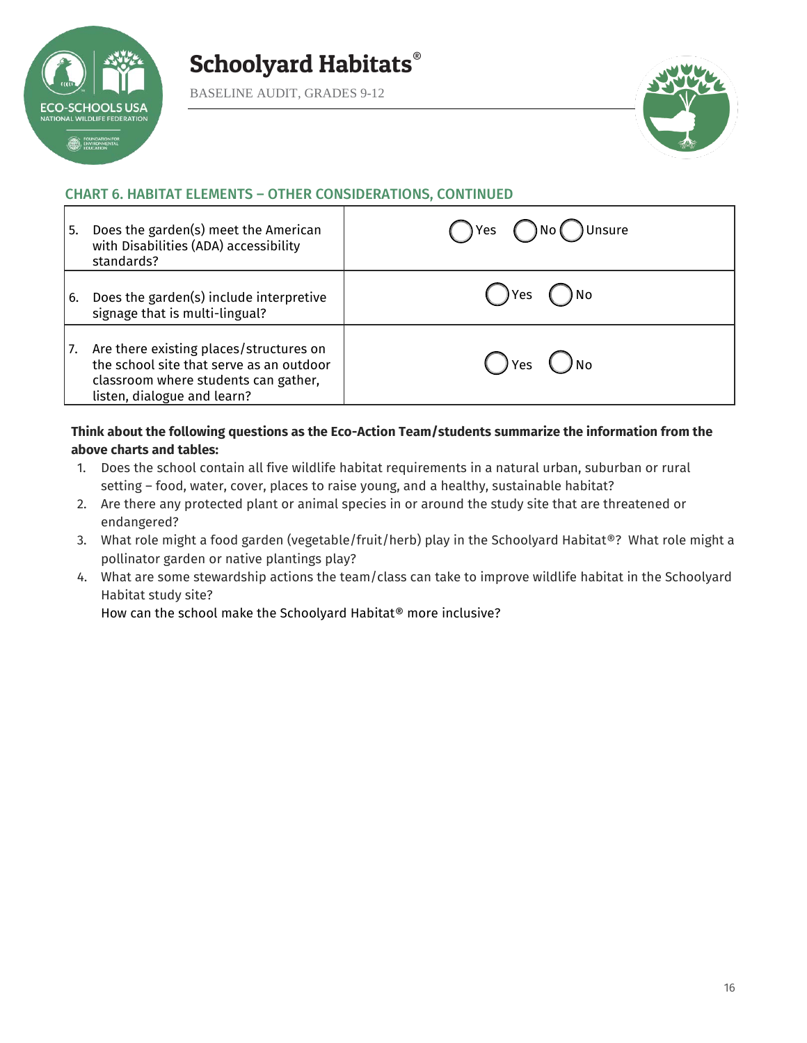## CHART 6. HABITAT ELEMENTS – OTHER CONSIDERATIONS, CONTINUED

| | |
|---|---|
| 5. Does the garden(s) meet the American with Disabilities (ADA) accessibility standards? | ◯ Yes ◯ No ◯ Unsure |
| 6. Does the garden(s) include interpretive signage that is multi-lingual? | ◯ Yes ◯ No |
| 7. Are there existing places/structures on the school site that serve as an outdoor classroom where students can gather, listen, dialogue and learn? | ◯ Yes ◯ No |

**Think about the following questions as the Eco-Action Team/students summarize the information from the above charts and tables:**

1. Does the school contain all five wildlife habitat requirements in a natural urban, suburban or rural setting – food, water, cover, places to raise young, and a healthy, sustainable habitat?
2. Are there any protected plant or animal species in or around the study site that are threatened or endangered?
3. What role might a food garden (vegetable/fruit/herb) play in the Schoolyard Habitat®? What role might a pollinator garden or native plantings play?
4. What are some stewardship actions the team/class can take to improve wildlife habitat in the Schoolyard Habitat study site?
   How can the school make the Schoolyard Habitat® more inclusive?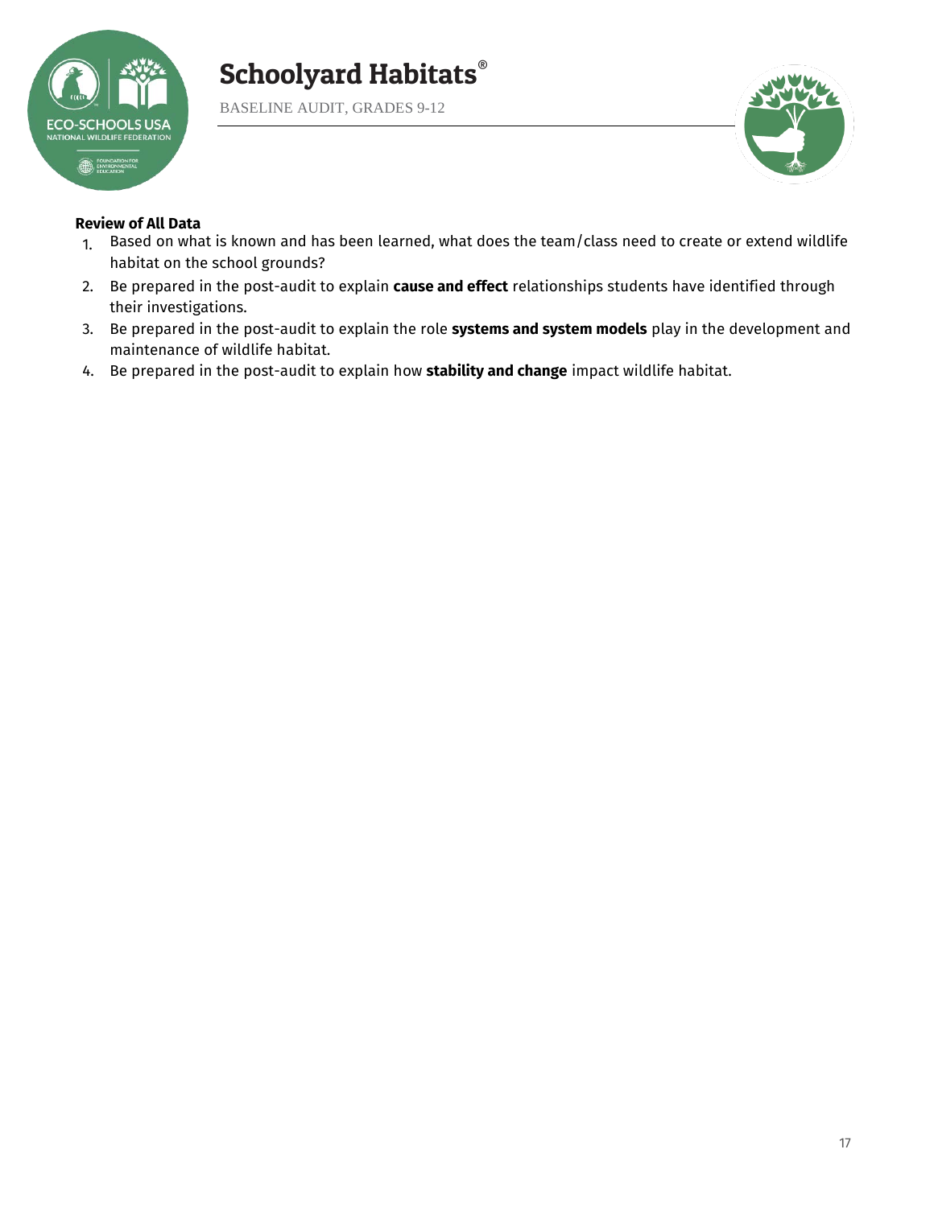**Review of All Data**

1. Based on what is known and has been learned, what does the team/class need to create or extend wildlife habitat on the school grounds?
2. Be prepared in the post-audit to explain **cause and effect** relationships students have identified through their investigations.
3. Be prepared in the post-audit to explain the role **systems and system models** play in the development and maintenance of wildlife habitat.
4. Be prepared in the post-audit to explain how **stability and change** impact wildlife habitat.